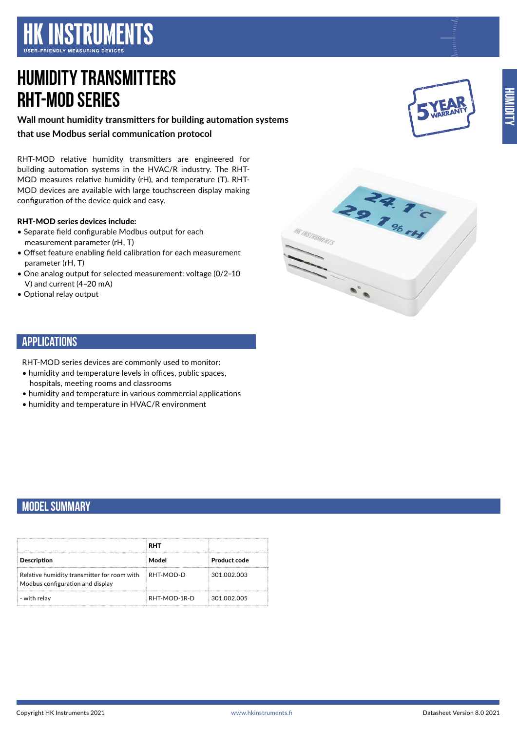# HUMIDITY TRANSMITTERS RHT-MOD SERIES

**Wall mount humidity transmitters for building automation systems that use Modbus serial communication protocol**

RHT-MOD relative humidity transmitters are engineered for building automation systems in the HVAC/R industry. The RHT-MOD measures relative humidity (rH), and temperature (T). RHT-MOD devices are available with large touchscreen display making configuration of the device quick and easy.

**RHT-MOD series devices include:**

- Separate field configurable Modbus output for each measurement parameter (rH, T)
- Offset feature enabling field calibration for each measurement parameter (rH, T)
- One analog output for selected measurement: voltage (0/2–10 V) and current (4–20 mA)
- Optional relay output

## APPLICATIONS

RHT-MOD series devices are commonly used to monitor:

- humidity and temperature levels in offices, public spaces, hospitals, meeting rooms and classrooms
- humidity and temperature in various commercial applications
- humidity and temperature in HVAC/R environment

## MODEL SUMMARY

| | RHT | |
|---|---|---|
| **Description** | **Model** | **Product code** |
| Relative humidity transmitter for room with Modbus configuration and display | RHT-MOD-D | 301.002.003 |
| - with relay | RHT-MOD-1R-D | 301.002.005 |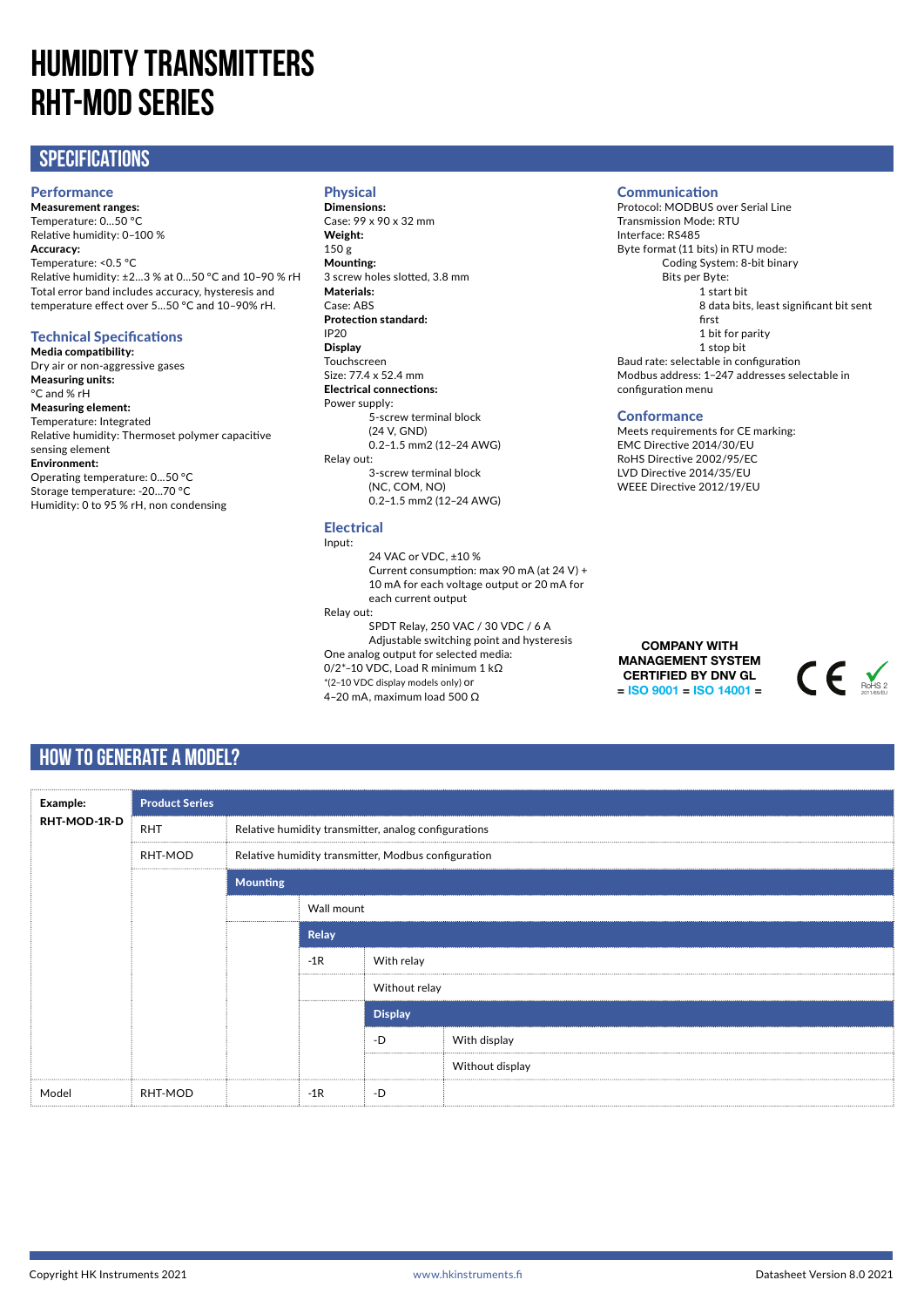# HUMIDITY TRANSMITTERS RHT-MOD SERIES

## SPECIFICATIONS

### Performance

**Measurement ranges:**
Temperature: 0...50 °C
Relative humidity: 0–100 %
**Accuracy:**
Temperature: <0.5 °C
Relative humidity: ±2...3 % at 0...50 °C and 10–90 % rH
Total error band includes accuracy, hysteresis and temperature effect over 5...50 °C and 10–90% rH.

### Technical Specifications

**Media compatibility:**
Dry air or non-aggressive gases
**Measuring units:**
°C and % rH
**Measuring element:**
Temperature: Integrated
Relative humidity: Thermoset polymer capacitive sensing element
**Environment:**
Operating temperature: 0...50 °C
Storage temperature: -20...70 °C
Humidity: 0 to 95 % rH, non condensing

### Physical

**Dimensions:**
Case: 99 x 90 x 32 mm
**Weight:**
150 g
**Mounting:**
3 screw holes slotted, 3.8 mm
**Materials:**
Case: ABS
**Protection standard:**
IP20
**Display**
Touchscreen
Size: 77.4 x 52.4 mm
**Electrical connections:**
Power supply:
5-screw terminal block
(24 V, GND)
0.2–1.5 mm2 (12–24 AWG)
Relay out:
3-screw terminal block
(NC, COM, NO)
0.2–1.5 mm2 (12–24 AWG)

### Electrical

Input:
24 VAC or VDC, ±10 %
Current consumption: max 90 mA (at 24 V) + 10 mA for each voltage output or 20 mA for each current output
Relay out:
SPDT Relay, 250 VAC / 30 VDC / 6 A
Adjustable switching point and hysteresis
One analog output for selected media:
0/2*–10 VDC, Load R minimum 1 kΩ
*(2–10 VDC display models only) or
4–20 mA, maximum load 500 Ω

### Communication

Protocol: MODBUS over Serial Line
Transmission Mode: RTU
Interface: RS485
Byte format (11 bits) in RTU mode:
Coding System: 8-bit binary
Bits per Byte:
1 start bit
8 data bits, least significant bit sent first
1 bit for parity
1 stop bit
Baud rate: selectable in configuration
Modbus address: 1–247 addresses selectable in configuration menu

### Conformance

Meets requirements for CE marking:
EMC Directive 2014/30/EU
RoHS Directive 2002/95/EC
LVD Directive 2014/35/EU
WEEE Directive 2012/19/EU

**COMPANY WITH MANAGEMENT SYSTEM CERTIFIED BY DNV GL**
**= ISO 9001 = ISO 14001 =**

## HOW TO GENERATE A MODEL?

| | | | | | |
|---|---|---|---|---|---|
| **Example:** RHT-MOD-1R-D | **Product Series** | | | | |
| | RHT | Relative humidity transmitter, analog configurations | | | |
| | RHT-MOD | Relative humidity transmitter, Modbus configuration | | | |
| | | **Mounting** | | | |
| | | | Wall mount | | |
| | | | **Relay** | | |
| | | | -1R | With relay | |
| | | | | Without relay | |
| | | | | **Display** | |
| | | | | -D | With display |
| | | | | | Without display |
| Model | RHT-MOD | | -1R | -D | |